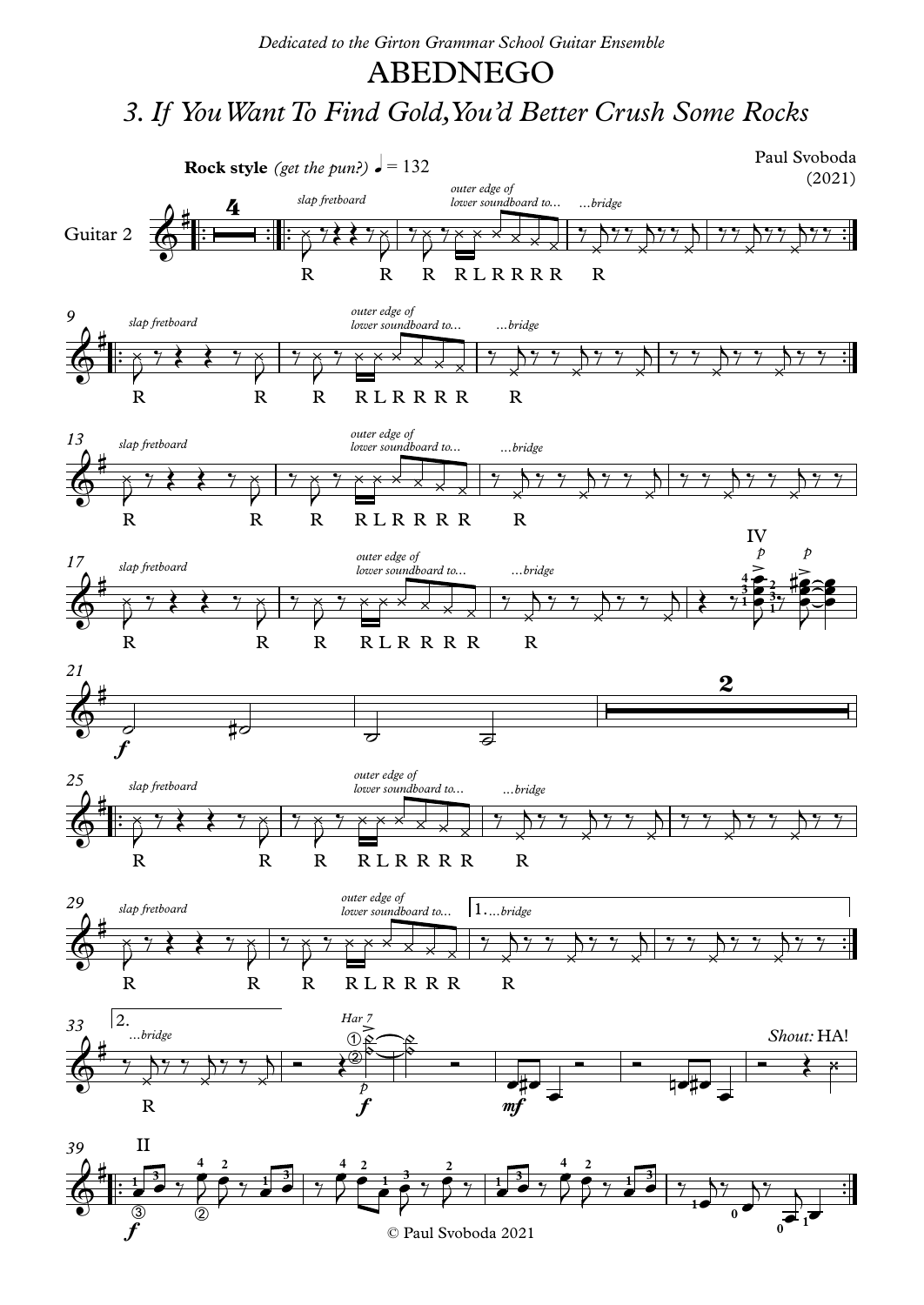*Dedicated to the Girton Grammar School Guitar Ensemble*

# ABEDNEGO

## *3. If You Want To Find Gold, You'd Better Crush Some Rocks*

Paul Svoboda
(2021)

**Rock style** *(get the pun?)* ♩ = 132

Guitar 2

*slap fretboard* — *outer edge of lower soundboard to…* — *…bridge*

R R R R L R R R R R

*Shout:* HA!

*Har 7*

© Paul Svoboda 2021